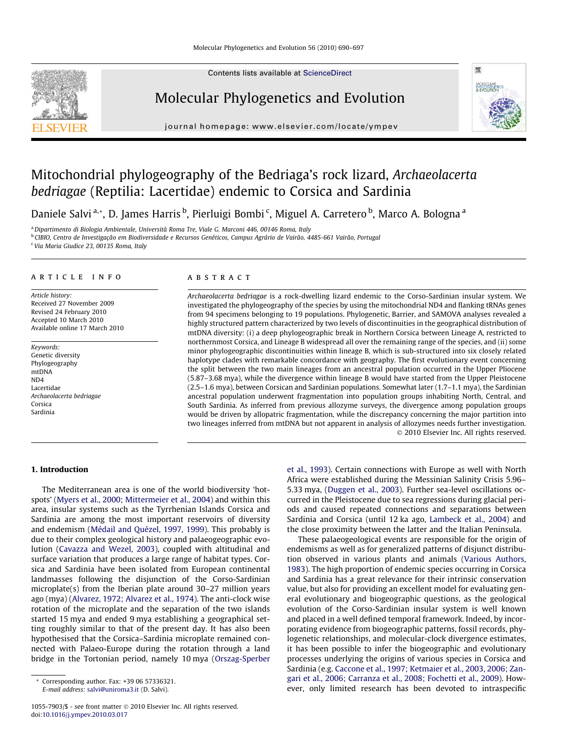# Mitochondrial phylogeography of the Bedriaga's rock lizard, *Archaeolacerta bedriagae* (Reptilia: Lacertidae) endemic to Corsica and Sardinia

Daniele Salvi [a,*], D. James Harris [b], Pierluigi Bombi [c], Miguel A. Carretero [b], Marco A. Bologna [a]

[a] Dipartimento di Biologia Ambientale, Università Roma Tre, Viale G. Marconi 446, 00146 Roma, Italy

[b] CIBIO, Centro de Investigação em Biodiversidade e Recursos Genéticos, Campus Agrário de Vairão, 4485-661 Vairão, Portugal

[c] Via Maria Giudice 23, 00135 Roma, Italy

## ARTICLE INFO

*Article history:*
Received 27 November 2009
Revised 24 February 2010
Accepted 10 March 2010
Available online 17 March 2010

*Keywords:*
Genetic diversity
Phylogeography
mtDNA
ND4
Lacertidae
*Archaeolacerta bedriagae*
Corsica
Sardinia

## ABSTRACT

*Archaeolacerta bedriagae* is a rock-dwelling lizard endemic to the Corso-Sardinian insular system. We investigated the phylogeography of the species by using the mitochondrial ND4 and flanking tRNAs genes from 94 specimens belonging to 19 populations. Phylogenetic, Barrier, and SAMOVA analyses revealed a highly structured pattern characterized by two levels of discontinuities in the geographical distribution of mtDNA diversity: (i) a deep phylogeographic break in Northern Corsica between Lineage A, restricted to northernmost Corsica, and Lineage B widespread all over the remaining range of the species, and (ii) some minor phylogeographic discontinuities within lineage B, which is sub-structured into six closely related haplotype clades with remarkable concordance with geography. The first evolutionary event concerning the split between the two main lineages from an ancestral population occurred in the Upper Pliocene (5.87–3.68 mya), while the divergence within lineage B would have started from the Upper Pleistocene (2.5–1.6 mya), between Corsican and Sardinian populations. Somewhat later (1.7–1.1 mya), the Sardinian ancestral population underwent fragmentation into population groups inhabiting North, Central, and South Sardinia. As inferred from previous allozyme surveys, the divergence among population groups would be driven by allopatric fragmentation, while the discrepancy concerning the major partition into two lineages inferred from mtDNA but not apparent in analysis of allozymes needs further investigation.

© 2010 Elsevier Inc. All rights reserved.

## 1. Introduction

The Mediterranean area is one of the world biodiversity 'hotspots' (Myers et al., 2000; Mittermeier et al., 2004) and within this area, insular systems such as the Tyrrhenian Islands Corsica and Sardinia are among the most important reservoirs of diversity and endemism (Médail and Quézel, 1997, 1999). This probably is due to their complex geological history and palaeogeographic evolution (Cavazza and Wezel, 2003), coupled with altitudinal and surface variation that produces a large range of habitat types. Corsica and Sardinia have been isolated from European continental landmasses following the disjunction of the Corso-Sardinian microplate(s) from the Iberian plate around 30–27 million years ago (mya) (Alvarez, 1972; Alvarez et al., 1974). The anti-clock wise rotation of the microplate and the separation of the two islands started 15 mya and ended 9 mya establishing a geographical setting roughly similar to that of the present day. It has also been hypothesised that the Corsica–Sardinia microplate remained connected with Palaeo-Europe during the rotation through a land bridge in the Tortonian period, namely 10 mya (Orszag-Sperber et al., 1993). Certain connections with Europe as well with North Africa were established during the Messinian Salinity Crisis 5.96–5.33 mya, (Duggen et al., 2003). Further sea-level oscillations occurred in the Pleistocene due to sea regressions during glacial periods and caused repeated connections and separations between Sardinia and Corsica (until 12 ka ago, Lambeck et al., 2004) and the close proximity between the latter and the Italian Peninsula.

These palaeogeological events are responsible for the origin of endemisms as well as for generalized patterns of disjunct distribution observed in various plants and animals (Various Authors, 1983). The high proportion of endemic species occurring in Corsica and Sardinia has a great relevance for their intrinsic conservation value, but also for providing an excellent model for evaluating general evolutionary and biogeographic questions, as the geological evolution of the Corso-Sardinian insular system is well known and placed in a well defined temporal framework. Indeed, by incorporating evidence from biogeographic patterns, fossil records, phylogenetic relationships, and molecular-clock divergence estimates, it has been possible to infer the biogeographic and evolutionary processes underlying the origins of various species in Corsica and Sardinia (e.g. Caccone et al., 1997; Ketmaier et al., 2003, 2006; Zangari et al., 2006; Carranza et al., 2008; Fochetti et al., 2009). However, only limited research has been devoted to intraspecific

* Corresponding author. Fax: +39 06 57336321.
E-mail address: salvi@uniroma3.it (D. Salvi).

1055-7903/$ - see front matter © 2010 Elsevier Inc. All rights reserved.
doi:10.1016/j.ympev.2010.03.017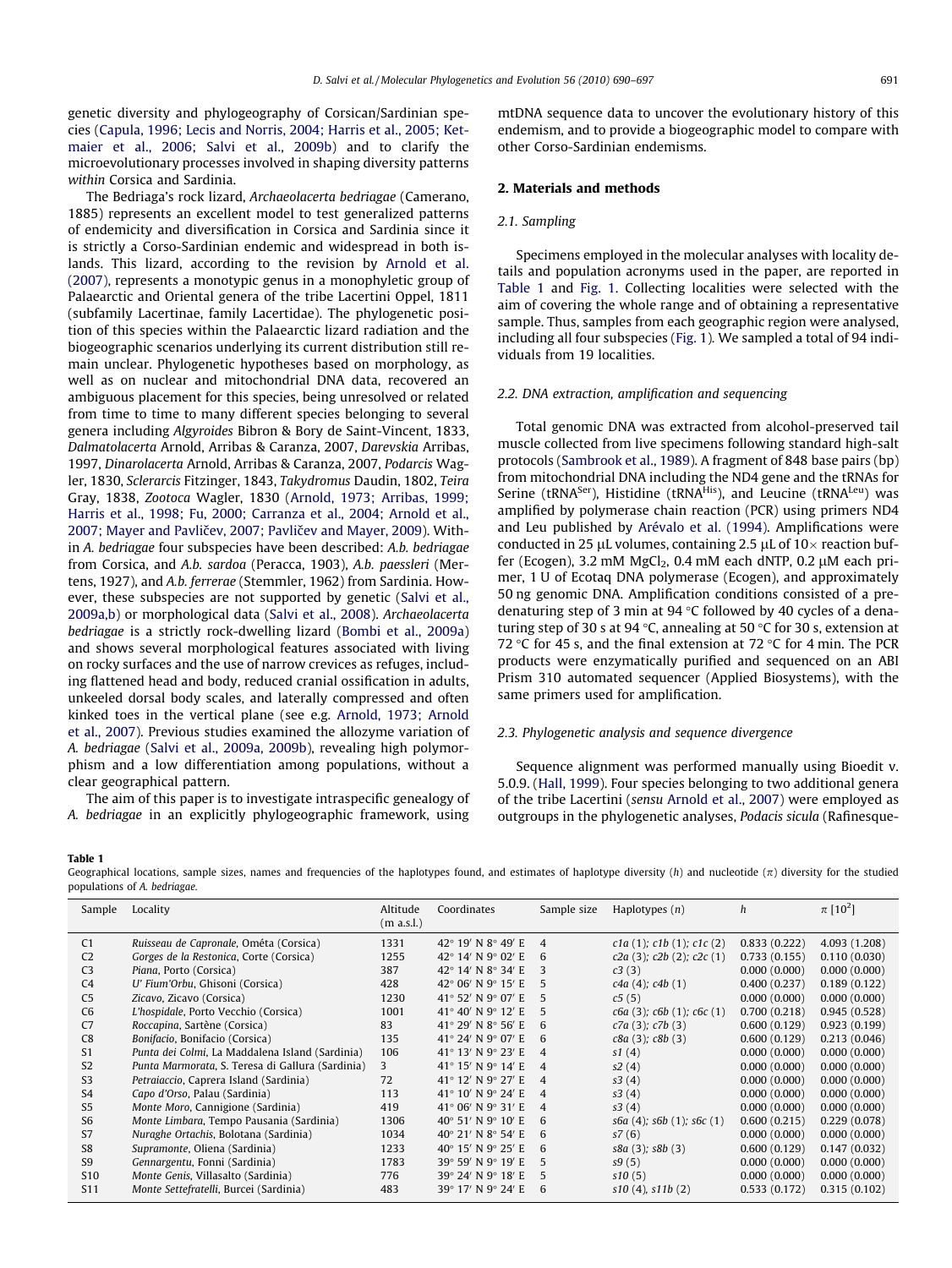genetic diversity and phylogeography of Corsican/Sardinian species (Capula, 1996; Lecis and Norris, 2004; Harris et al., 2005; Ketmaier et al., 2006; Salvi et al., 2009b) and to clarify the microevolutionary processes involved in shaping diversity patterns *within* Corsica and Sardinia.

The Bedriaga's rock lizard, *Archaeolacerta bedriagae* (Camerano, 1885) represents an excellent model to test generalized patterns of endemicity and diversification in Corsica and Sardinia since it is strictly a Corso-Sardinian endemic and widespread in both islands. This lizard, according to the revision by Arnold et al. (2007), represents a monotypic genus in a monophyletic group of Palaearctic and Oriental genera of the tribe Lacertini Oppel, 1811 (subfamily Lacertinae, family Lacertidae). The phylogenetic position of this species within the Palaearctic lizard radiation and the biogeographic scenarios underlying its current distribution still remain unclear. Phylogenetic hypotheses based on morphology, as well as on nuclear and mitochondrial DNA data, recovered an ambiguous placement for this species, being unresolved or related from time to time to many different species belonging to several genera including *Algyroides* Bibron & Bory de Saint-Vincent, 1833, *Dalmatolacerta* Arnold, Arribas & Caranza, 2007, *Darevskia* Arribas, 1997, *Dinarolacerta* Arnold, Arribas & Caranza, 2007, *Podarcis* Wagler, 1830, *Sclerarcis* Fitzinger, 1843, *Takydromus* Daudin, 1802, *Teira* Gray, 1838, *Zootoca* Wagler, 1830 (Arnold, 1973; Arribas, 1999; Harris et al., 1998; Fu, 2000; Carranza et al., 2004; Arnold et al., 2007; Mayer and Pavličev, 2007; Pavličev and Mayer, 2009). Within *A. bedriagae* four subspecies have been described: *A.b. bedriagae* from Corsica, *A.b. sardoa* (Peracca, 1903), *A.b. paessleri* (Mertens, 1927), and *A.b. ferrerae* (Stemmler, 1962) from Sardinia. However, these subspecies are not supported by genetic (Salvi et al., 2009a,b) or morphological data (Salvi et al., 2008). *Archaeolacerta bedriagae* is a strictly rock-dwelling lizard (Bombi et al., 2009a) and shows several morphological features associated with living on rocky surfaces and the use of narrow crevices as refuges, including flattened head and body, reduced cranial ossification in adults, unkeeled dorsal body scales, and laterally compressed and often kinked toes in the vertical plane (see e.g. Arnold, 1973; Arnold et al., 2007). Previous studies examined the allozyme variation of *A. bedriagae* (Salvi et al., 2009a, 2009b), revealing high polymorphism and a low differentiation among populations, without a clear geographical pattern.

The aim of this paper is to investigate intraspecific genealogy of *A. bedriagae* in an explicitly phylogeographic framework, using mtDNA sequence data to uncover the evolutionary history of this endemism, and to provide a biogeographic model to compare with other Corso-Sardinian endemisms.

## 2. Materials and methods

### 2.1. Sampling

Specimens employed in the molecular analyses with locality details and population acronyms used in the paper, are reported in Table 1 and Fig. 1. Collecting localities were selected with the aim of covering the whole range and of obtaining a representative sample. Thus, samples from each geographic region were analysed, including all four subspecies (Fig. 1). We sampled a total of 94 individuals from 19 localities.

### 2.2. DNA extraction, amplification and sequencing

Total genomic DNA was extracted from alcohol-preserved tail muscle collected from live specimens following standard high-salt protocols (Sambrook et al., 1989). A fragment of 848 base pairs (bp) from mitochondrial DNA including the ND4 gene and the tRNAs for Serine ($tRNA^{Ser}$), Histidine ($tRNA^{His}$), and Leucine ($tRNA^{Leu}$) was amplified by polymerase chain reaction (PCR) using primers ND4 and Leu published by Arévalo et al. (1994). Amplifications were conducted in 25 μL volumes, containing 2.5 μL of 10× reaction buffer (Ecogen), 3.2 mM $MgCl_2$, 0.4 mM each dNTP, 0.2 μM each primer, 1 U of Ecotaq DNA polymerase (Ecogen), and approximately 50 ng genomic DNA. Amplification conditions consisted of a predenaturing step of 3 min at 94 °C followed by 40 cycles of a denaturing step of 30 s at 94 °C, annealing at 50 °C for 30 s, extension at 72 °C for 45 s, and the final extension at 72 °C for 4 min. The PCR products were enzymatically purified and sequenced on an ABI Prism 310 automated sequencer (Applied Biosystems), with the same primers used for amplification.

### 2.3. Phylogenetic analysis and sequence divergence

Sequence alignment was performed manually using Bioedit v. 5.0.9. (Hall, 1999). Four species belonging to two additional genera of the tribe Lacertini (*sensu* Arnold et al., 2007) were employed as outgroups in the phylogenetic analyses, *Podacis sicula* (Rafinesque-

**Table 1**
Geographical locations, sample sizes, names and frequencies of the haplotypes found, and estimates of haplotype diversity ($h$) and nucleotide ($\pi$) diversity for the studied populations of *A. bedriagae*.

| Sample | Locality | Altitude (m a.s.l.) | Coordinates | Sample size | Haplotypes ($n$) | $h$ | $\pi$ [$10^2$] |
|---|---|---|---|---|---|---|---|
| C1 | *Ruisseau de Capronale*, Ométa (Corsica) | 1331 | 42° 19′ N 8° 49′ E | 4 | *c1a* (1); *c1b* (1); *c1c* (2) | 0.833 (0.222) | 4.093 (1.208) |
| C2 | *Gorges de la Restonica*, Corte (Corsica) | 1255 | 42° 14′ N 9° 02′ E | 6 | *c2a* (3); *c2b* (2); *c2c* (1) | 0.733 (0.155) | 0.110 (0.030) |
| C3 | *Piana*, Porto (Corsica) | 387 | 42° 14′ N 8° 34′ E | 3 | *c3* (3) | 0.000 (0.000) | 0.000 (0.000) |
| C4 | *U' Fium'Orbu*, Ghisoni (Corsica) | 428 | 42° 06′ N 9° 15′ E | 5 | *c4a* (4); *c4b* (1) | 0.400 (0.237) | 0.189 (0.122) |
| C5 | *Zicavo*, Zicavo (Corsica) | 1230 | 41° 52′ N 9° 07′ E | 5 | *c5* (5) | 0.000 (0.000) | 0.000 (0.000) |
| C6 | *L'hospidale*, Porto Vecchio (Corsica) | 1001 | 41° 40′ N 9° 12′ E | 5 | *c6a* (3); *c6b* (1); *c6c* (1) | 0.700 (0.218) | 0.945 (0.528) |
| C7 | *Roccapina*, Sartène (Corsica) | 83 | 41° 29′ N 8° 56′ E | 6 | *c7a* (3); *c7b* (3) | 0.600 (0.129) | 0.923 (0.199) |
| C8 | *Bonifacio*, Bonifacio (Corsica) | 135 | 41° 24′ N 9° 07′ E | 6 | *c8a* (3); *c8b* (3) | 0.600 (0.129) | 0.213 (0.046) |
| S1 | *Punta dei Colmi*, La Maddalena Island (Sardinia) | 106 | 41° 13′ N 9° 23′ E | 4 | *s1* (4) | 0.000 (0.000) | 0.000 (0.000) |
| S2 | *Punta Marmorata*, S. Teresa di Gallura (Sardinia) | 3 | 41° 15′ N 9° 14′ E | 4 | *s2* (4) | 0.000 (0.000) | 0.000 (0.000) |
| S3 | *Petraiaccio*, Caprera Island (Sardinia) | 72 | 41° 12′ N 9° 27′ E | 4 | *s3* (4) | 0.000 (0.000) | 0.000 (0.000) |
| S4 | *Capo d'Orso*, Palau (Sardinia) | 113 | 41° 10′ N 9° 24′ E | 4 | *s3* (4) | 0.000 (0.000) | 0.000 (0.000) |
| S5 | *Monte Moro*, Cannigione (Sardinia) | 419 | 41° 06′ N 9° 31′ E | 4 | *s3* (4) | 0.000 (0.000) | 0.000 (0.000) |
| S6 | *Monte Limbara*, Tempo Pausania (Sardinia) | 1306 | 40° 51′ N 9° 10′ E | 6 | *s6a* (4); *s6b* (1); *s6c* (1) | 0.600 (0.215) | 0.229 (0.078) |
| S7 | *Nuraghe Ortachis*, Bolotana (Sardinia) | 1034 | 40° 21′ N 8° 54′ E | 6 | *s7* (6) | 0.000 (0.000) | 0.000 (0.000) |
| S8 | *Supramonte*, Oliena (Sardinia) | 1233 | 40° 15′ N 9° 25′ E | 6 | *s8a* (3); *s8b* (3) | 0.600 (0.129) | 0.147 (0.032) |
| S9 | *Gennargentu*, Fonni (Sardinia) | 1783 | 39° 59′ N 9° 19′ E | 5 | *s9* (5) | 0.000 (0.000) | 0.000 (0.000) |
| S10 | *Monte Genis*, Villasalto (Sardinia) | 776 | 39° 24′ N 9° 18′ E | 5 | *s10* (5) | 0.000 (0.000) | 0.000 (0.000) |
| S11 | *Monte Settefratelli*, Burcei (Sardinia) | 483 | 39° 17′ N 9° 24′ E | 6 | *s10* (4), *s11b* (2) | 0.533 (0.172) | 0.315 (0.102) |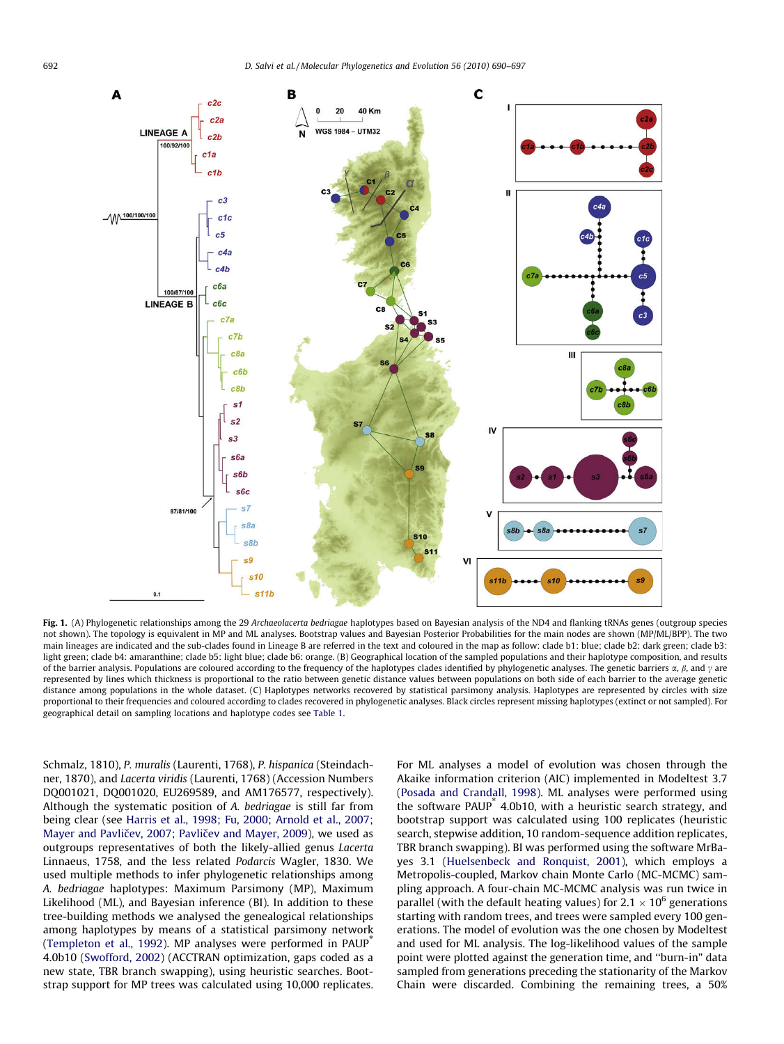**Fig. 1.** (A) Phylogenetic relationships among the 29 *Archaeolacerta bedriagae* haplotypes based on Bayesian analysis of the ND4 and flanking tRNAs genes (outgroup species not shown). The topology is equivalent in MP and ML analyses. Bootstrap values and Bayesian Posterior Probabilities for the main nodes are shown (MP/ML/BPP). The two main lineages are indicated and the sub-clades found in Lineage B are referred in the text and coloured in the map as follow: clade b1: blue; clade b2: dark green; clade b3: light green; clade b4: amaranthine; clade b5: light blue; clade b6: orange. (B) Geographical location of the sampled populations and their haplotype composition, and results of the barrier analysis. Populations are coloured according to the frequency of the haplotypes clades identified by phylogenetic analyses. The genetic barriers $\alpha$, $\beta$, and $\gamma$ are represented by lines which thickness is proportional to the ratio between genetic distance values between populations on both side of each barrier to the average genetic distance among populations in the whole dataset. (C) Haplotypes networks recovered by statistical parsimony analysis. Haplotypes are represented by circles with size proportional to their frequencies and coloured according to clades recovered in phylogenetic analyses. Black circles represent missing haplotypes (extinct or not sampled). For geographical detail on sampling locations and haplotype codes see Table 1.

Schmalz, 1810), *P. muralis* (Laurenti, 1768), *P. hispanica* (Steindachner, 1870), and *Lacerta viridis* (Laurenti, 1768) (Accession Numbers DQ001021, DQ001020, EU269589, and AM176577, respectively). Although the systematic position of *A. bedriagae* is still far from being clear (see Harris et al., 1998; Fu, 2000; Arnold et al., 2007; Mayer and Pavličev, 2007; Pavličev and Mayer, 2009), we used as outgroups representatives of both the likely-allied genus *Lacerta* Linnaeus, 1758, and the less related *Podarcis* Wagler, 1830. We used multiple methods to infer phylogenetic relationships among *A. bedriagae* haplotypes: Maximum Parsimony (MP), Maximum Likelihood (ML), and Bayesian inference (BI). In addition to these tree-building methods we analysed the genealogical relationships among haplotypes by means of a statistical parsimony network (Templeton et al., 1992). MP analyses were performed in PAUP* 4.0b10 (Swofford, 2002) (ACCTRAN optimization, gaps coded as a new state, TBR branch swapping), using heuristic searches. Bootstrap support for MP trees was calculated using 10,000 replicates. For ML analyses a model of evolution was chosen through the Akaike information criterion (AIC) implemented in Modeltest 3.7 (Posada and Crandall, 1998). ML analyses were performed using the software PAUP* 4.0b10, with a heuristic search strategy, and bootstrap support was calculated using 100 replicates (heuristic search, stepwise addition, 10 random-sequence addition replicates, TBR branch swapping). BI was performed using the software MrBayes 3.1 (Huelsenbeck and Ronquist, 2001), which employs a Metropolis-coupled, Markov chain Monte Carlo (MC-MCMC) sampling approach. A four-chain MC-MCMC analysis was run twice in parallel (with the default heating values) for $2.1 \times 10^6$ generations starting with random trees, and trees were sampled every 100 generations. The model of evolution was the one chosen by Modeltest and used for ML analysis. The log-likelihood values of the sample point were plotted against the generation time, and "burn-in" data sampled from generations preceding the stationarity of the Markov Chain were discarded. Combining the remaining trees, a 50%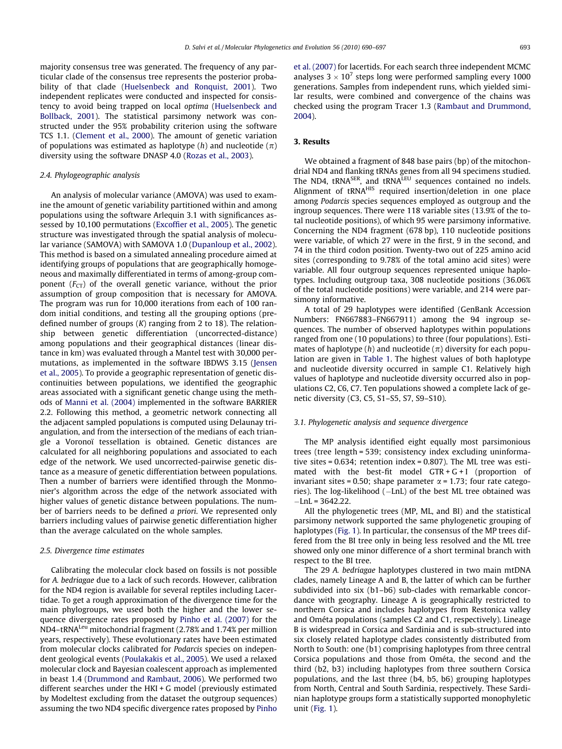majority consensus tree was generated. The frequency of any particular clade of the consensus tree represents the posterior probability of that clade (Huelsenbeck and Ronquist, 2001). Two independent replicates were conducted and inspected for consistency to avoid being trapped on local *optima* (Huelsenbeck and Bollback, 2001). The statistical parsimony network was constructed under the 95% probability criterion using the software TCS 1.1. (Clement et al., 2000). The amount of genetic variation of populations was estimated as haplotype ($h$) and nucleotide ($\pi$) diversity using the software DNASP 4.0 (Rozas et al., 2003).

### 2.4. Phylogeographic analysis

An analysis of molecular variance (AMOVA) was used to examine the amount of genetic variability partitioned within and among populations using the software Arlequin 3.1 with significances assessed by 10,100 permutations (Excoffier et al., 2005). The genetic structure was investigated through the spatial analysis of molecular variance (SAMOVA) with SAMOVA 1.0 (Dupanloup et al., 2002). This method is based on a simulated annealing procedure aimed at identifying groups of populations that are geographically homogeneous and maximally differentiated in terms of among-group component ($F_{CT}$) of the overall genetic variance, without the prior assumption of group composition that is necessary for AMOVA. The program was run for 10,000 iterations from each of 100 random initial conditions, and testing all the grouping options (predefined number of groups ($K$) ranging from 2 to 18). The relationship between genetic differentiation (uncorrected-distance) among populations and their geographical distances (linear distance in km) was evaluated through a Mantel test with 30,000 permutations, as implemented in the software IBDWS 3.15 (Jensen et al., 2005). To provide a geographic representation of genetic discontinuities between populations, we identified the geographic areas associated with a significant genetic change using the methods of Manni et al. (2004) implemented in the software BARRIER 2.2. Following this method, a geometric network connecting all the adjacent sampled populations is computed using Delaunay triangulation, and from the intersection of the medians of each triangle a Voronoï tessellation is obtained. Genetic distances are calculated for all neighboring populations and associated to each edge of the network. We used uncorrected-pairwise genetic distance as a measure of genetic differentiation between populations. Then a number of barriers were identified through the Monmonier's algorithm across the edge of the network associated with higher values of genetic distance between populations. The number of barriers needs to be defined *a priori*. We represented only barriers including values of pairwise genetic differentiation higher than the average calculated on the whole samples.

### 2.5. Divergence time estimates

Calibrating the molecular clock based on fossils is not possible for *A. bedriagae* due to a lack of such records. However, calibration for the ND4 region is available for several reptiles including Lacertidae. To get a rough approximation of the divergence time for the main phylogroups, we used both the higher and the lower sequence divergence rates proposed by Pinho et al. (2007) for the ND4–tRNA$^{Leu}$ mitochondrial fragment (2.78% and 1.74% per million years, respectively). These evolutionary rates have been estimated from molecular clocks calibrated for *Podarcis* species on independent geological events (Poulakakis et al., 2005). We used a relaxed molecular clock and Bayesian coalescent approach as implemented in beast 1.4 (Drummond and Rambaut, 2006). We performed two different searches under the HKI + G model (previously estimated by Modeltest excluding from the dataset the outgroup sequences) assuming the two ND4 specific divergence rates proposed by Pinho et al. (2007) for lacertids. For each search three independent MCMC analyses $3 \times 10^7$ steps long were performed sampling every 1000 generations. Samples from independent runs, which yielded similar results, were combined and convergence of the chains was checked using the program Tracer 1.3 (Rambaut and Drummond, 2004).

## 3. Results

We obtained a fragment of 848 base pairs (bp) of the mitochondrial ND4 and flanking tRNAs genes from all 94 specimens studied. The ND4, tRNA$^{SER}$, and tRNA$^{LEU}$ sequences contained no indels. Alignment of tRNA$^{HIS}$ required insertion/deletion in one place among *Podarcis* species sequences employed as outgroup and the ingroup sequences. There were 118 variable sites (13.9% of the total nucleotide positions), of which 95 were parsimony informative. Concerning the ND4 fragment (678 bp), 110 nucleotide positions were variable, of which 27 were in the first, 9 in the second, and 74 in the third codon position. Twenty-two out of 225 amino acid sites (corresponding to 9.78% of the total amino acid sites) were variable. All four outgroup sequences represented unique haplotypes. Including outgroup taxa, 308 nucleotide positions (36.06% of the total nucleotide positions) were variable, and 214 were parsimony informative.

A total of 29 haplotypes were identified (GenBank Accession Numbers: FN667883–FN667911) among the 94 ingroup sequences. The number of observed haplotypes within populations ranged from one (10 populations) to three (four populations). Estimates of haplotype ($h$) and nucleotide ($\pi$) diversity for each population are given in Table 1. The highest values of both haplotype and nucleotide diversity occurred in sample C1. Relatively high values of haplotype and nucleotide diversity occurred also in populations C2, C6, C7. Ten populations showed a complete lack of genetic diversity (C3, C5, S1–S5, S7, S9–S10).

### 3.1. Phylogenetic analysis and sequence divergence

The MP analysis identified eight equally most parsimonious trees (tree length = 539; consistency index excluding uninformative sites = 0.634; retention index = 0.807). The ML tree was estimated with the best-fit model GTR + G + I (proportion of invariant sites = 0.50; shape parameter $\alpha$ = 1.73; four rate categories). The log-likelihood (−LnL) of the best ML tree obtained was −LnL = 3642.22.

All the phylogenetic trees (MP, ML, and BI) and the statistical parsimony network supported the same phylogenetic grouping of haplotypes (Fig. 1). In particular, the consensus of the MP trees differed from the BI tree only in being less resolved and the ML tree showed only one minor difference of a short terminal branch with respect to the BI tree.

The 29 *A. bedriagae* haplotypes clustered in two main mtDNA clades, namely Lineage A and B, the latter of which can be further subdivided into six (b1–b6) sub-clades with remarkable concordance with geography. Lineage A is geographically restricted to northern Corsica and includes haplotypes from Restonica valley and Ométa populations (samples C2 and C1, respectively). Lineage B is widespread in Corsica and Sardinia and is sub-structured into six closely related haplotype clades consistently distributed from North to South: one (b1) comprising haplotypes from three central Corsica populations and those from Ométa, the second and the third (b2, b3) including haplotypes from three southern Corsica populations, and the last three (b4, b5, b6) grouping haplotypes from North, Central and South Sardinia, respectively. These Sardinian haplotype groups form a statistically supported monophyletic unit (Fig. 1).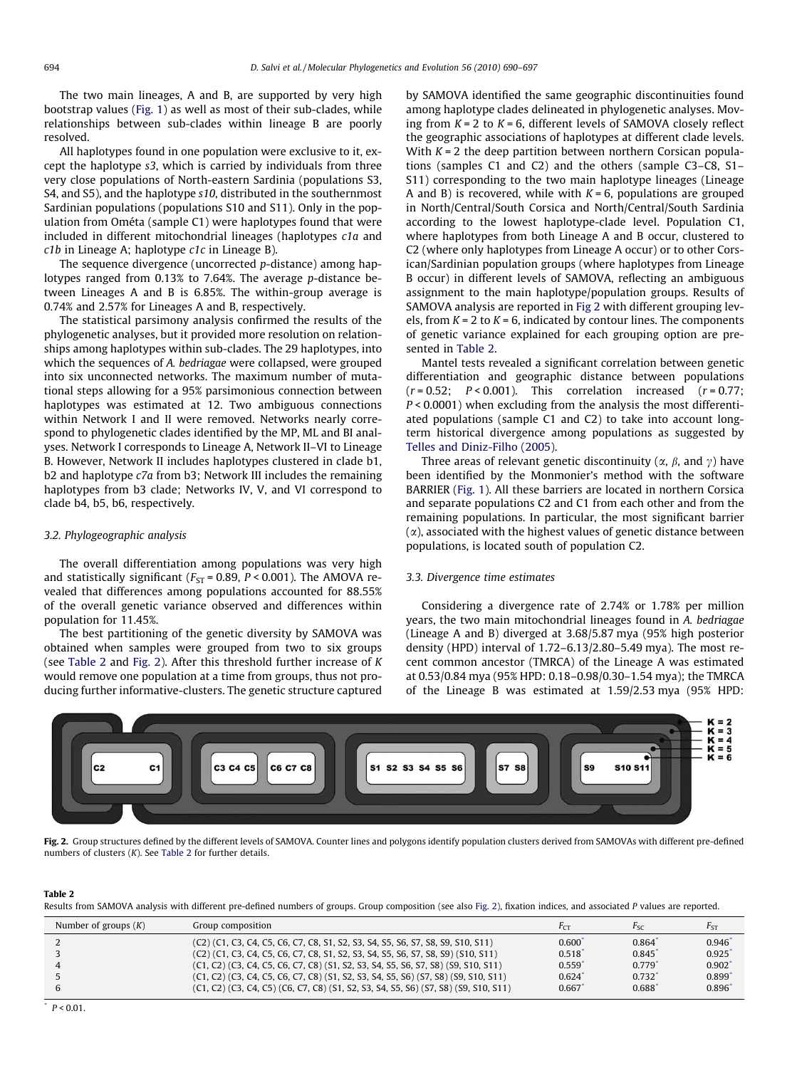The two main lineages, A and B, are supported by very high bootstrap values (Fig. 1) as well as most of their sub-clades, while relationships between sub-clades within lineage B are poorly resolved.

All haplotypes found in one population were exclusive to it, except the haplotype *s3*, which is carried by individuals from three very close populations of North-eastern Sardinia (populations S3, S4, and S5), and the haplotype *s10*, distributed in the southernmost Sardinian populations (populations S10 and S11). Only in the population from Ométa (sample C1) were haplotypes found that were included in different mitochondrial lineages (haplotypes *c1a* and *c1b* in Lineage A; haplotype *c1c* in Lineage B).

The sequence divergence (uncorrected *p*-distance) among haplotypes ranged from 0.13% to 7.64%. The average *p*-distance between Lineages A and B is 6.85%. The within-group average is 0.74% and 2.57% for Lineages A and B, respectively.

The statistical parsimony analysis confirmed the results of the phylogenetic analyses, but it provided more resolution on relationships among haplotypes within sub-clades. The 29 haplotypes, into which the sequences of *A. bedriagae* were collapsed, were grouped into six unconnected networks. The maximum number of mutational steps allowing for a 95% parsimonious connection between haplotypes was estimated at 12. Two ambiguous connections within Network I and II were removed. Networks nearly correspond to phylogenetic clades identified by the MP, ML and BI analyses. Network I corresponds to Lineage A, Network II–VI to Lineage B. However, Network II includes haplotypes clustered in clade b1, b2 and haplotype *c7a* from b3; Network III includes the remaining haplotypes from b3 clade; Networks IV, V, and VI correspond to clade b4, b5, b6, respectively.

### 3.2. Phylogeographic analysis

The overall differentiation among populations was very high and statistically significant ($F_{ST} = 0.89$, $P < 0.001$). The AMOVA revealed that differences among populations accounted for 88.55% of the overall genetic variance observed and differences within population for 11.45%.

The best partitioning of the genetic diversity by SAMOVA was obtained when samples were grouped from two to six groups (see Table 2 and Fig. 2). After this threshold further increase of *K* would remove one population at a time from groups, thus not producing further informative-clusters. The genetic structure captured by SAMOVA identified the same geographic discontinuities found among haplotype clades delineated in phylogenetic analyses. Moving from $K = 2$ to $K = 6$, different levels of SAMOVA closely reflect the geographic associations of haplotypes at different clade levels. With $K = 2$ the deep partition between northern Corsican populations (samples C1 and C2) and the others (sample C3–C8, S1–S11) corresponding to the two main haplotype lineages (Lineage A and B) is recovered, while with $K = 6$, populations are grouped in North/Central/South Corsica and North/Central/South Sardinia according to the lowest haplotype-clade level. Population C1, where haplotypes from both Lineage A and B occur, clustered to C2 (where only haplotypes from Lineage A occur) or to other Corsican/Sardinian population groups (where haplotypes from Lineage B occur) in different levels of SAMOVA, reflecting an ambiguous assignment to the main haplotype/population groups. Results of SAMOVA analysis are reported in Fig 2 with different grouping levels, from $K = 2$ to $K = 6$, indicated by contour lines. The components of genetic variance explained for each grouping option are presented in Table 2.

Mantel tests revealed a significant correlation between genetic differentiation and geographic distance between populations ($r = 0.52$; $P < 0.001$). This correlation increased ($r = 0.77$; $P < 0.0001$) when excluding from the analysis the most differentiated populations (sample C1 and C2) to take into account long-term historical divergence among populations as suggested by Telles and Diniz-Filho (2005).

Three areas of relevant genetic discontinuity ($\alpha$, $\beta$, and $\gamma$) have been identified by the Monmonier's method with the software BARRIER (Fig. 1). All these barriers are located in northern Corsica and separate populations C2 and C1 from each other and from the remaining populations. In particular, the most significant barrier ($\alpha$), associated with the highest values of genetic distance between populations, is located south of population C2.

### 3.3. Divergence time estimates

Considering a divergence rate of 2.74% or 1.78% per million years, the two main mitochondrial lineages found in *A. bedriagae* (Lineage A and B) diverged at 3.68/5.87 mya (95% high posterior density (HPD) interval of 1.72–6.13/2.80–5.49 mya). The most recent common ancestor (TMRCA) of the Lineage A was estimated at 0.53/0.84 mya (95% HPD: 0.18–0.98/0.30–1.54 mya); the TMRCA of the Lineage B was estimated at 1.59/2.53 mya (95% HPD:

C2 C1 | C3 C4 C5 | C6 C7 C8 | S1 S2 S3 S4 S5 S6 | S7 S8 | S9 S10 S11 — K = 2, K = 3, K = 4, K = 5, K = 6

**Fig. 2.** Group structures defined by the different levels of SAMOVA. Counter lines and polygons identify population clusters derived from SAMOVAs with different pre-defined numbers of clusters (*K*). See Table 2 for further details.

**Table 2**
Results from SAMOVA analysis with different pre-defined numbers of groups. Group composition (see also Fig. 2), fixation indices, and associated *P* values are reported.

| Number of groups (*K*) | Group composition | $F_{CT}$ | $F_{SC}$ | $F_{ST}$ |
|---|---|---|---|---|
| 2 | (C2) (C1, C3, C4, C5, C6, C7, C8, S1, S2, S3, S4, S5, S6, S7, S8, S9, S10, S11) | 0.600* | 0.864* | 0.946* |
| 3 | (C2) (C1, C3, C4, C5, C6, C7, C8, S1, S2, S3, S4, S5, S6, S7, S8, S9) (S10, S11) | 0.518* | 0.845* | 0.925* |
| 4 | (C1, C2) (C3, C4, C5, C6, C7, C8) (S1, S2, S3, S4, S5, S6, S7, S8) (S9, S10, S11) | 0.559* | 0.779* | 0.902* |
| 5 | (C1, C2) (C3, C4, C5, C6, C7, C8) (S1, S2, S3, S4, S5, S6) (S7, S8) (S9, S10, S11) | 0.624* | 0.732* | 0.899* |
| 6 | (C1, C2) (C3, C4, C5) (C6, C7, C8) (S1, S2, S3, S4, S5, S6) (S7, S8) (S9, S10, S11) | 0.667* | 0.688* | 0.896* |

\* $P < 0.01$.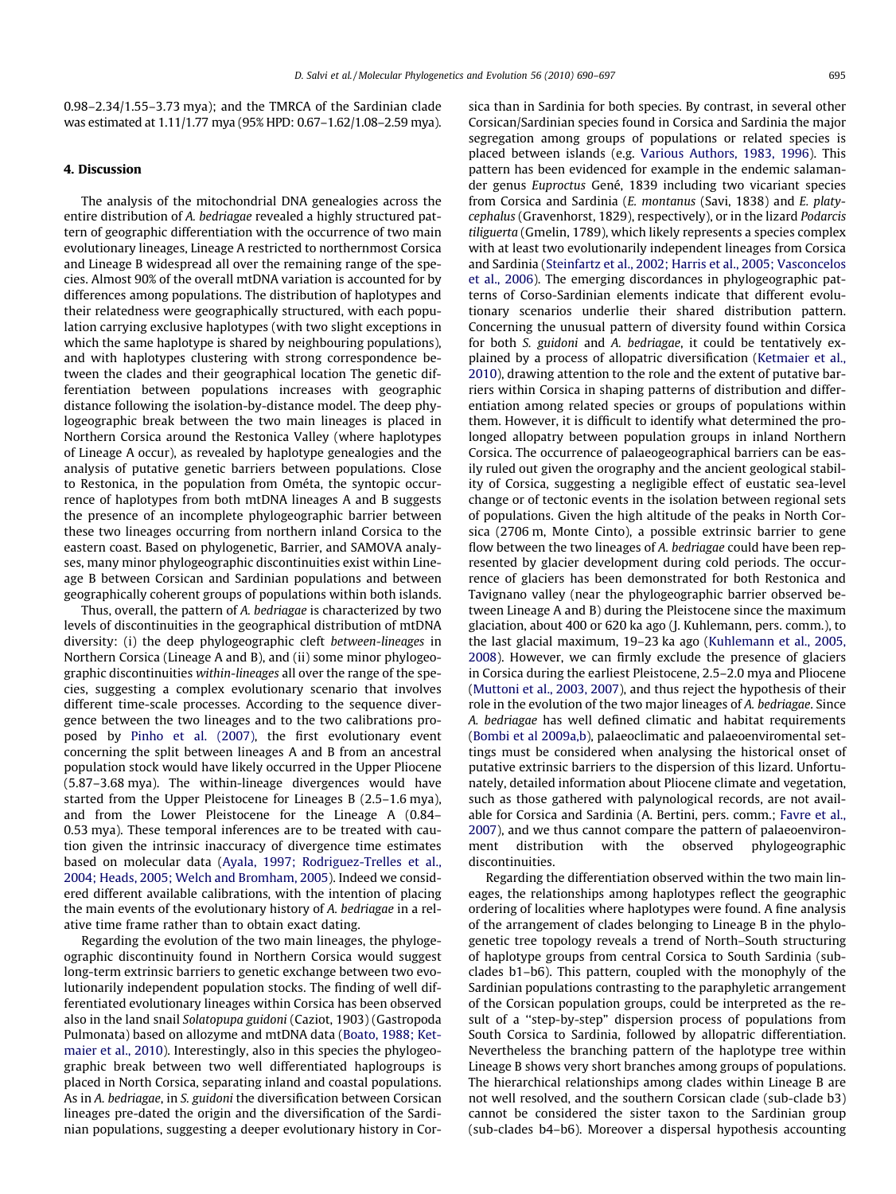0.98–2.34/1.55–3.73 mya); and the TMRCA of the Sardinian clade was estimated at 1.11/1.77 mya (95% HPD: 0.67–1.62/1.08–2.59 mya).

## 4. Discussion

The analysis of the mitochondrial DNA genealogies across the entire distribution of *A. bedriagae* revealed a highly structured pattern of geographic differentiation with the occurrence of two main evolutionary lineages, Lineage A restricted to northernmost Corsica and Lineage B widespread all over the remaining range of the species. Almost 90% of the overall mtDNA variation is accounted for by differences among populations. The distribution of haplotypes and their relatedness were geographically structured, with each population carrying exclusive haplotypes (with two slight exceptions in which the same haplotype is shared by neighbouring populations), and with haplotypes clustering with strong correspondence between the clades and their geographical location The genetic differentiation between populations increases with geographic distance following the isolation-by-distance model. The deep phylogeographic break between the two main lineages is placed in Northern Corsica around the Restonica Valley (where haplotypes of Lineage A occur), as revealed by haplotype genealogies and the analysis of putative genetic barriers between populations. Close to Restonica, in the population from Ométa, the syntopic occurrence of haplotypes from both mtDNA lineages A and B suggests the presence of an incomplete phylogeographic barrier between these two lineages occurring from northern inland Corsica to the eastern coast. Based on phylogenetic, Barrier, and SAMOVA analyses, many minor phylogeographic discontinuities exist within Lineage B between Corsican and Sardinian populations and between geographically coherent groups of populations within both islands.

Thus, overall, the pattern of *A. bedriagae* is characterized by two levels of discontinuities in the geographical distribution of mtDNA diversity: (i) the deep phylogeographic cleft *between-lineages* in Northern Corsica (Lineage A and B), and (ii) some minor phylogeographic discontinuities *within-lineages* all over the range of the species, suggesting a complex evolutionary scenario that involves different time-scale processes. According to the sequence divergence between the two lineages and to the two calibrations proposed by Pinho et al. (2007), the first evolutionary event concerning the split between lineages A and B from an ancestral population stock would have likely occurred in the Upper Pliocene (5.87–3.68 mya). The within-lineage divergences would have started from the Upper Pleistocene for Lineages B (2.5–1.6 mya), and from the Lower Pleistocene for the Lineage A (0.84–0.53 mya). These temporal inferences are to be treated with caution given the intrinsic inaccuracy of divergence time estimates based on molecular data (Ayala, 1997; Rodriguez-Trelles et al., 2004; Heads, 2005; Welch and Bromham, 2005). Indeed we considered different available calibrations, with the intention of placing the main events of the evolutionary history of *A. bedriagae* in a relative time frame rather than to obtain exact dating.

Regarding the evolution of the two main lineages, the phylogeographic discontinuity found in Northern Corsica would suggest long-term extrinsic barriers to genetic exchange between two evolutionarily independent population stocks. The finding of well differentiated evolutionary lineages within Corsica has been observed also in the land snail *Solatopupa guidoni* (Caziot, 1903) (Gastropoda Pulmonata) based on allozyme and mtDNA data (Boato, 1988; Ketmaier et al., 2010). Interestingly, also in this species the phylogeographic break between two well differentiated haplogroups is placed in North Corsica, separating inland and coastal populations. As in *A. bedriagae*, in *S. guidoni* the diversification between Corsican lineages pre-dated the origin and the diversification of the Sardinian populations, suggesting a deeper evolutionary history in Corsica than in Sardinia for both species. By contrast, in several other Corsican/Sardinian species found in Corsica and Sardinia the major segregation among groups of populations or related species is placed between islands (e.g. Various Authors, 1983, 1996). This pattern has been evidenced for example in the endemic salamander genus *Euproctus* Gené, 1839 including two vicariant species from Corsica and Sardinia (*E. montanus* (Savi, 1838) and *E. platycephalus* (Gravenhorst, 1829), respectively), or in the lizard *Podarcis tiliguerta* (Gmelin, 1789), which likely represents a species complex with at least two evolutionarily independent lineages from Corsica and Sardinia (Steinfartz et al., 2002; Harris et al., 2005; Vasconcelos et al., 2006). The emerging discordances in phylogeographic patterns of Corso-Sardinian elements indicate that different evolutionary scenarios underlie their shared distribution pattern. Concerning the unusual pattern of diversity found within Corsica for both *S. guidoni* and *A. bedriagae*, it could be tentatively explained by a process of allopatric diversification (Ketmaier et al., 2010), drawing attention to the role and the extent of putative barriers within Corsica in shaping patterns of distribution and differentiation among related species or groups of populations within them. However, it is difficult to identify what determined the prolonged allopatry between population groups in inland Northern Corsica. The occurrence of palaeogeographical barriers can be easily ruled out given the orography and the ancient geological stability of Corsica, suggesting a negligible effect of eustatic sea-level change or of tectonic events in the isolation between regional sets of populations. Given the high altitude of the peaks in North Corsica (2706 m, Monte Cinto), a possible extrinsic barrier to gene flow between the two lineages of *A. bedriagae* could have been represented by glacier development during cold periods. The occurrence of glaciers has been demonstrated for both Restonica and Tavignano valley (near the phylogeographic barrier observed between Lineage A and B) during the Pleistocene since the maximum glaciation, about 400 or 620 ka ago (J. Kuhlemann, pers. comm.), to the last glacial maximum, 19–23 ka ago (Kuhlemann et al., 2005, 2008). However, we can firmly exclude the presence of glaciers in Corsica during the earliest Pleistocene, 2.5–2.0 mya and Pliocene (Muttoni et al., 2003, 2007), and thus reject the hypothesis of their role in the evolution of the two major lineages of *A. bedriagae*. Since *A. bedriagae* has well defined climatic and habitat requirements (Bombi et al 2009a,b), palaeoclimatic and palaeoenviromental settings must be considered when analysing the historical onset of putative extrinsic barriers to the dispersion of this lizard. Unfortunately, detailed information about Pliocene climate and vegetation, such as those gathered with palynological records, are not available for Corsica and Sardinia (A. Bertini, pers. comm.; Favre et al., 2007), and we thus cannot compare the pattern of palaeoenvironment distribution with the observed phylogeographic discontinuities.

Regarding the differentiation observed within the two main lineages, the relationships among haplotypes reflect the geographic ordering of localities where haplotypes were found. A fine analysis of the arrangement of clades belonging to Lineage B in the phylogenetic tree topology reveals a trend of North–South structuring of haplotype groups from central Corsica to South Sardinia (sub-clades b1–b6). This pattern, coupled with the monophyly of the Sardinian populations contrasting to the paraphyletic arrangement of the Corsican population groups, could be interpreted as the result of a "step-by-step" dispersion process of populations from South Corsica to Sardinia, followed by allopatric differentiation. Nevertheless the branching pattern of the haplotype tree within Lineage B shows very short branches among groups of populations. The hierarchical relationships among clades within Lineage B are not well resolved, and the southern Corsican clade (sub-clade b3) cannot be considered the sister taxon to the Sardinian group (sub-clades b4–b6). Moreover a dispersal hypothesis accounting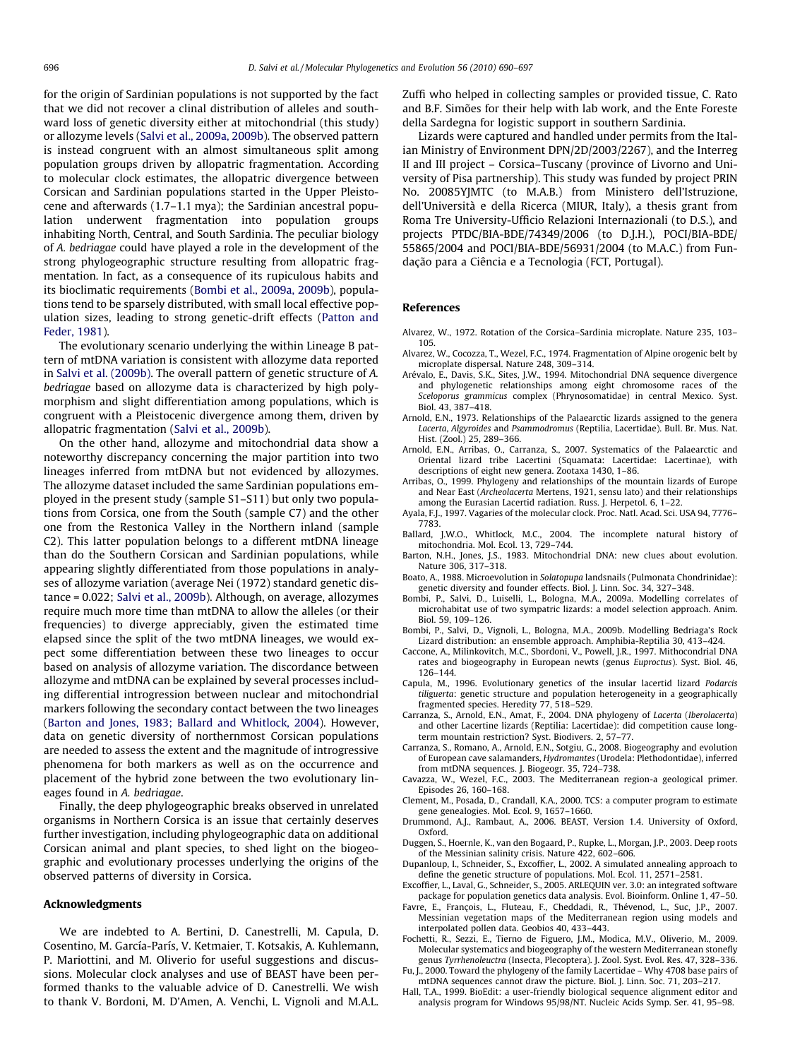for the origin of Sardinian populations is not supported by the fact that we did not recover a clinal distribution of alleles and southward loss of genetic diversity either at mitochondrial (this study) or allozyme levels (Salvi et al., 2009a, 2009b). The observed pattern is instead congruent with an almost simultaneous split among population groups driven by allopatric fragmentation. According to molecular clock estimates, the allopatric divergence between Corsican and Sardinian populations started in the Upper Pleistocene and afterwards (1.7–1.1 mya); the Sardinian ancestral population underwent fragmentation into population groups inhabiting North, Central, and South Sardinia. The peculiar biology of *A. bedriagae* could have played a role in the development of the strong phylogeographic structure resulting from allopatric fragmentation. In fact, as a consequence of its rupiculous habits and its bioclimatic requirements (Bombi et al., 2009a, 2009b), populations tend to be sparsely distributed, with small local effective population sizes, leading to strong genetic-drift effects (Patton and Feder, 1981).

The evolutionary scenario underlying the within Lineage B pattern of mtDNA variation is consistent with allozyme data reported in Salvi et al. (2009b). The overall pattern of genetic structure of *A. bedriagae* based on allozyme data is characterized by high polymorphism and slight differentiation among populations, which is congruent with a Pleistocenic divergence among them, driven by allopatric fragmentation (Salvi et al., 2009b).

On the other hand, allozyme and mitochondrial data show a noteworthy discrepancy concerning the major partition into two lineages inferred from mtDNA but not evidenced by allozymes. The allozyme dataset included the same Sardinian populations employed in the present study (sample S1–S11) but only two populations from Corsica, one from the South (sample C7) and the other one from the Restonica Valley in the Northern inland (sample C2). This latter population belongs to a different mtDNA lineage than do the Southern Corsican and Sardinian populations, while appearing slightly differentiated from those populations in analyses of allozyme variation (average Nei (1972) standard genetic distance = 0.022; Salvi et al., 2009b). Although, on average, allozymes require much more time than mtDNA to allow the alleles (or their frequencies) to diverge appreciably, given the estimated time elapsed since the split of the two mtDNA lineages, we would expect some differentiation between these two lineages to occur based on analysis of allozyme variation. The discordance between allozyme and mtDNA can be explained by several processes including differential introgression between nuclear and mitochondrial markers following the secondary contact between the two lineages (Barton and Jones, 1983; Ballard and Whitlock, 2004). However, data on genetic diversity of northernmost Corsican populations are needed to assess the extent and the magnitude of introgressive phenomena for both markers as well as on the occurrence and placement of the hybrid zone between the two evolutionary lineages found in *A. bedriagae*.

Finally, the deep phylogeographic breaks observed in unrelated organisms in Northern Corsica is an issue that certainly deserves further investigation, including phylogeographic data on additional Corsican animal and plant species, to shed light on the biogeographic and evolutionary processes underlying the origins of the observed patterns of diversity in Corsica.

## Acknowledgments

We are indebted to A. Bertini, D. Canestrelli, M. Capula, D. Cosentino, M. García-París, V. Ketmaier, T. Kotsakis, A. Kuhlemann, P. Mariottini, and M. Oliverio for useful suggestions and discussions. Molecular clock analyses and use of BEAST have been performed thanks to the valuable advice of D. Canestrelli. We wish to thank V. Bordoni, M. D'Amen, A. Venchi, L. Vignoli and M.A.L. Zuffi who helped in collecting samples or provided tissue, C. Rato and B.F. Simões for their help with lab work, and the Ente Foreste della Sardegna for logistic support in southern Sardinia.

Lizards were captured and handled under permits from the Italian Ministry of Environment DPN/2D/2003/2267), and the Interreg II and III project – Corsica–Tuscany (province of Livorno and University of Pisa partnership). This study was funded by project PRIN No. 20085YJMTC (to M.A.B.) from Ministero dell'Istruzione, dell'Università e della Ricerca (MIUR, Italy), a thesis grant from Roma Tre University-Ufficio Relazioni Internazionali (to D.S.), and projects PTDC/BIA-BDE/74349/2006 (to D.J.H.), POCI/BIA-BDE/55865/2004 and POCI/BIA-BDE/56931/2004 (to M.A.C.) from Fundação para a Ciência e a Tecnologia (FCT, Portugal).

## References

Alvarez, W., 1972. Rotation of the Corsica–Sardinia microplate. Nature 235, 103–105.

Alvarez, W., Cocozza, T., Wezel, F.C., 1974. Fragmentation of Alpine orogenic belt by microplate dispersal. Nature 248, 309–314.

Arévalo, E., Davis, S.K., Sites, J.W., 1994. Mitochondrial DNA sequence divergence and phylogenetic relationships among eight chromosome races of the *Sceloporus grammicus* complex (Phrynosomatidae) in central Mexico. Syst. Biol. 43, 387–418.

Arnold, E.N., 1973. Relationships of the Palaearctic lizards assigned to the genera *Lacerta*, *Algyroides* and *Psammodromus* (Reptilia, Lacertidae). Bull. Br. Mus. Nat. Hist. (Zool.) 25, 289–366.

Arnold, E.N., Arribas, O., Carranza, S., 2007. Systematics of the Palaearctic and Oriental lizard tribe Lacertini (Squamata: Lacertidae: Lacertinae), with descriptions of eight new genera. Zootaxa 1430, 1–86.

Arribas, O., 1999. Phylogeny and relationships of the mountain lizards of Europe and Near East (*Archeolacerta* Mertens, 1921, sensu lato) and their relationships among the Eurasian Lacertid radiation. Russ. J. Herpetol. 6, 1–22.

Ayala, F.J., 1997. Vagaries of the molecular clock. Proc. Natl. Acad. Sci. USA 94, 7776–7783.

Ballard, J.W.O., Whitlock, M.C., 2004. The incomplete natural history of mitochondria. Mol. Ecol. 13, 729–744.

Barton, N.H., Jones, J.S., 1983. Mitochondrial DNA: new clues about evolution. Nature 306, 317–318.

Boato, A., 1988. Microevolution in *Solatopupa* landsnails (Pulmonata Chondrinidae): genetic diversity and founder effects. Biol. J. Linn. Soc. 34, 327–348.

Bombi, P., Salvi, D., Luiselli, L., Bologna, M.A., 2009a. Modelling correlates of microhabitat use of two sympatric lizards: a model selection approach. Anim. Biol. 59, 109–126.

Bombi, P., Salvi, D., Vignoli, L., Bologna, M.A., 2009b. Modelling Bedriaga's Rock Lizard distribution: an ensemble approach. Amphibia-Reptilia 30, 413–424.

Caccone, A., Milinkovitch, M.C., Sbordoni, V., Powell, J.R., 1997. Mithocondrial DNA rates and biogeography in European newts (genus *Euproctus*). Syst. Biol. 46, 126–144.

Capula, M., 1996. Evolutionary genetics of the insular lacertid lizard *Podarcis tiliguerta*: genetic structure and population heterogeneity in a geographically fragmented species. Heredity 77, 518–529.

Carranza, S., Arnold, E.N., Amat, F., 2004. DNA phylogeny of *Lacerta* (*Iberolacerta*) and other Lacertine lizards (Reptilia: Lacertidae): did competition cause long-term mountain restriction? Syst. Biodivers. 2, 57–77.

Carranza, S., Romano, A., Arnold, E.N., Sotgiu, G., 2008. Biogeography and evolution of European cave salamanders, *Hydromantes* (Urodela: Plethodontidae), inferred from mtDNA sequences. J. Biogeogr. 35, 724–738.

Cavazza, W., Wezel, F.C., 2003. The Mediterranean region-a geological primer. Episodes 26, 160–168.

Clement, M., Posada, D., Crandall, K.A., 2000. TCS: a computer program to estimate gene genealogies. Mol. Ecol. 9, 1657–1660.

Drummond, A.J., Rambaut, A., 2006. BEAST, Version 1.4. University of Oxford, Oxford.

Duggen, S., Hoernle, K., van den Bogaard, P., Rupke, L., Morgan, J.P., 2003. Deep roots of the Messinian salinity crisis. Nature 422, 602–606.

Dupanloup, I., Schneider, S., Excoffier, L., 2002. A simulated annealing approach to define the genetic structure of populations. Mol. Ecol. 11, 2571–2581.

Excoffier, L., Laval, G., Schneider, S., 2005. ARLEQUIN ver. 3.0: an integrated software package for population genetics data analysis. Evol. Bioinform. Online 1, 47–50.

Favre, E., François, L., Fluteau, F., Cheddadi, R., Thévenod, L., Suc, J.P., 2007. Messinian vegetation maps of the Mediterranean region using models and interpolated pollen data. Geobios 40, 433–443.

Fochetti, R., Sezzi, E., Tierno de Figuero, J.M., Modica, M.V., Oliverio, M., 2009. Molecular systematics and biogeography of the western Mediterranean stonefly genus *Tyrrhenoleuctra* (Insecta, Plecoptera). J. Zool. Syst. Evol. Res. 47, 328–336.

Fu, J., 2000. Toward the phylogeny of the family Lacertidae – Why 4708 base pairs of mtDNA sequences cannot draw the picture. Biol. J. Linn. Soc. 71, 203–217.

Hall, T.A., 1999. BioEdit: a user-friendly biological sequence alignment editor and analysis program for Windows 95/98/NT. Nucleic Acids Symp. Ser. 41, 95–98.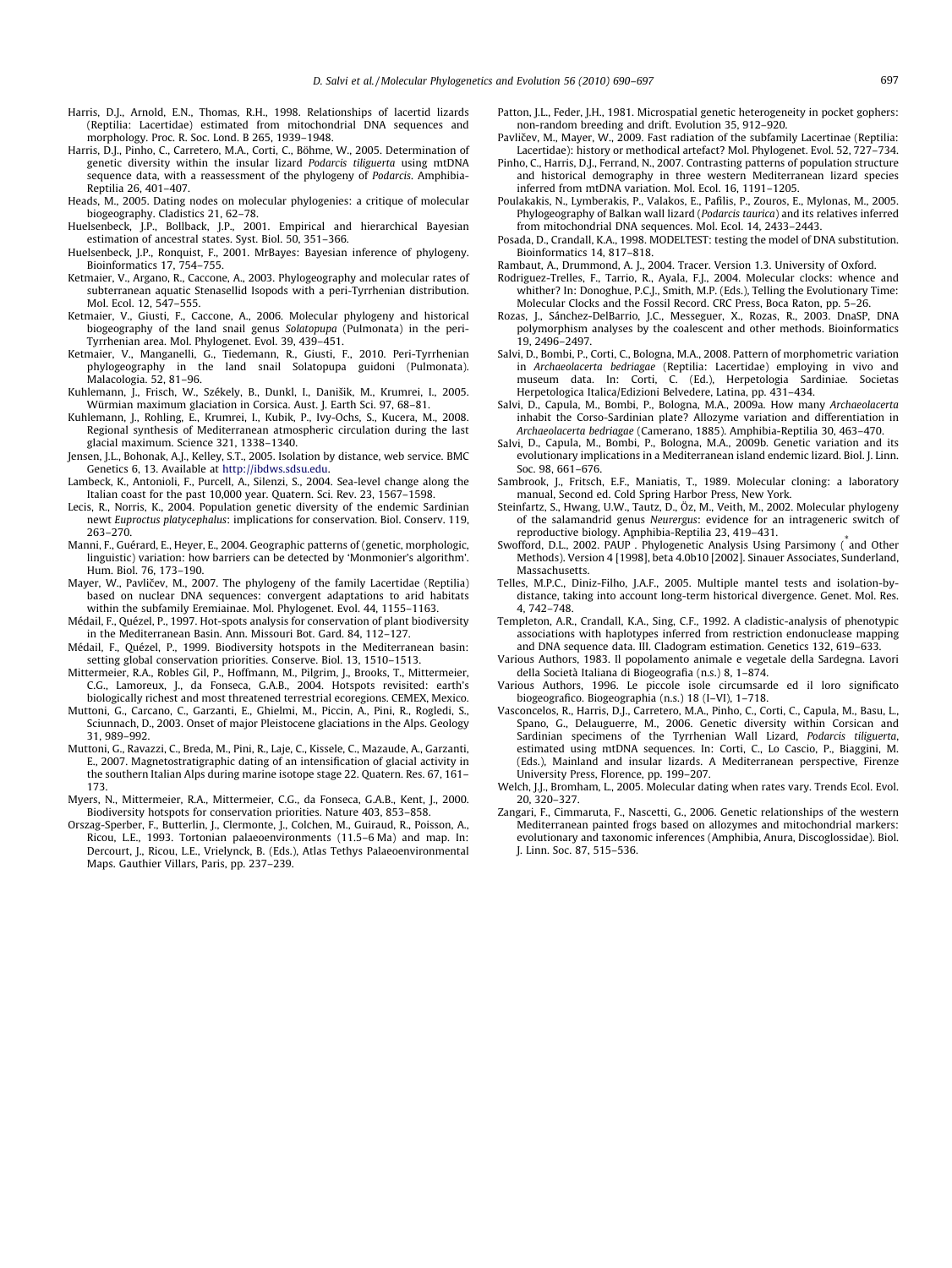Harris, D.J., Arnold, E.N., Thomas, R.H., 1998. Relationships of lacertid lizards (Reptilia: Lacertidae) estimated from mitochondrial DNA sequences and morphology. Proc. R. Soc. Lond. B 265, 1939–1948.

Harris, D.J., Pinho, C., Carretero, M.A., Corti, C., Böhme, W., 2005. Determination of genetic diversity within the insular lizard *Podarcis tiliguerta* using mtDNA sequence data, with a reassessment of the phylogeny of *Podarcis*. Amphibia-Reptilia 26, 401–407.

Heads, M., 2005. Dating nodes on molecular phylogenies: a critique of molecular biogeography. Cladistics 21, 62–78.

Huelsenbeck, J.P., Bollback, J.P., 2001. Empirical and hierarchical Bayesian estimation of ancestral states. Syst. Biol. 50, 351–366.

Huelsenbeck, J.P., Ronquist, F., 2001. MrBayes: Bayesian inference of phylogeny. Bioinformatics 17, 754–755.

Ketmaier, V., Argano, R., Caccone, A., 2003. Phylogeography and molecular rates of subterranean aquatic Stenasellid Isopods with a peri-Tyrrhenian distribution. Mol. Ecol. 12, 547–555.

Ketmaier, V., Giusti, F., Caccone, A., 2006. Molecular phylogeny and historical biogeography of the land snail genus *Solatopupa* (Pulmonata) in the peri-Tyrrhenian area. Mol. Phylogenet. Evol. 39, 439–451.

Ketmaier, V., Manganelli, G., Tiedemann, R., Giusti, F., 2010. Peri-Tyrrhenian phylogeography in the land snail Solatopupa guidoni (Pulmonata). Malacologia. 52, 81–96.

Kuhlemann, J., Frisch, W., Székely, B., Dunkl, I., Danišik, M., Krumrei, I., 2005. Würmian maximum glaciation in Corsica. Aust. J. Earth Sci. 97, 68–81.

Kuhlemann, J., Rohling, E., Krumrei, I., Kubik, P., Ivy-Ochs, S., Kucera, M., 2008. Regional synthesis of Mediterranean atmospheric circulation during the last glacial maximum. Science 321, 1338–1340.

Jensen, J.L., Bohonak, A.J., Kelley, S.T., 2005. Isolation by distance, web service. BMC Genetics 6, 13. Available at http://ibdws.sdsu.edu.

Lambeck, K., Antonioli, F., Purcell, A., Silenzi, S., 2004. Sea-level change along the Italian coast for the past 10,000 year. Quatern. Sci. Rev. 23, 1567–1598.

Lecis, R., Norris, K., 2004. Population genetic diversity of the endemic Sardinian newt *Euproctus platycephalus*: implications for conservation. Biol. Conserv. 119, 263–270.

Manni, F., Guérard, E., Heyer, E., 2004. Geographic patterns of (genetic, morphologic, linguistic) variation: how barriers can be detected by 'Monmonier's algorithm'. Hum. Biol. 76, 173–190.

Mayer, W., Pavličev, M., 2007. The phylogeny of the family Lacertidae (Reptilia) based on nuclear DNA sequences: convergent adaptations to arid habitats within the subfamily Eremiainae. Mol. Phylogenet. Evol. 44, 1155–1163.

Médail, F., Quézel, P., 1997. Hot-spots analysis for conservation of plant biodiversity in the Mediterranean Basin. Ann. Missouri Bot. Gard. 84, 112–127.

Médail, F., Quézel, P., 1999. Biodiversity hotspots in the Mediterranean basin: setting global conservation priorities. Conserve. Biol. 13, 1510–1513.

Mittermeier, R.A., Robles Gil, P., Hoffmann, M., Pilgrim, J., Brooks, T., Mittermeier, C.G., Lamoreux, J., da Fonseca, G.A.B., 2004. Hotspots revisited: earth's biologically richest and most threatened terrestrial ecoregions. CEMEX, Mexico.

Muttoni, G., Carcano, C., Garzanti, E., Ghielmi, M., Piccin, A., Pini, R., Rogledi, S., Sciunnach, D., 2003. Onset of major Pleistocene glaciations in the Alps. Geology 31, 989–992.

Muttoni, G., Ravazzi, C., Breda, M., Pini, R., Laje, C., Kissele, C., Mazaude, A., Garzanti, E., 2007. Magnetostratigraphic dating of an intensification of glacial activity in the southern Italian Alps during marine isotope stage 22. Quatern. Res. 67, 161–173.

Myers, N., Mittermeier, R.A., Mittermeier, C.G., da Fonseca, G.A.B., Kent, J., 2000. Biodiversity hotspots for conservation priorities. Nature 403, 853–858.

Orszag-Sperber, F., Butterlin, J., Clermonte, J., Colchen, M., Guiraud, R., Poisson, A., Ricou, L.E., 1993. Tortonian palaeoenvironments (11.5–6 Ma) and map. In: Dercourt, J., Ricou, L.E., Vrielynck, B. (Eds.), Atlas Tethys Palaeoenvironmental Maps. Gauthier Villars, Paris, pp. 237–239.

Patton, J.L., Feder, J.H., 1981. Microspatial genetic heterogeneity in pocket gophers: non-random breeding and drift. Evolution 35, 912–920.

Pavličev, M., Mayer, W., 2009. Fast radiation of the subfamily Lacertinae (Reptilia: Lacertidae): history or methodical artefact? Mol. Phylogenet. Evol. 52, 727–734.

Pinho, C., Harris, D.J., Ferrand, N., 2007. Contrasting patterns of population structure and historical demography in three western Mediterranean lizard species inferred from mtDNA variation. Mol. Ecol. 16, 1191–1205.

Poulakakis, N., Lymberakis, P., Valakos, E., Pafilis, P., Zouros, E., Mylonas, M., 2005. Phylogeography of Balkan wall lizard (*Podarcis taurica*) and its relatives inferred from mitochondrial DNA sequences. Mol. Ecol. 14, 2433–2443.

Posada, D., Crandall, K.A., 1998. MODELTEST: testing the model of DNA substitution. Bioinformatics 14, 817–818.

Rambaut, A., Drummond, A. J., 2004. Tracer. Version 1.3. University of Oxford.

Rodriguez-Trelles, F., Tarrio, R., Ayala, F.J., 2004. Molecular clocks: whence and whither? In: Donoghue, P.C.J., Smith, M.P. (Eds.), Telling the Evolutionary Time: Molecular Clocks and the Fossil Record. CRC Press, Boca Raton, pp. 5–26.

Rozas, J., Sánchez-DelBarrio, J.C., Messeguer, X., Rozas, R., 2003. DnaSP, DNA polymorphism analyses by the coalescent and other methods. Bioinformatics 19, 2496–2497.

Salvi, D., Bombi, P., Corti, C., Bologna, M.A., 2008. Pattern of morphometric variation in *Archaeolacerta bedriagae* (Reptilia: Lacertidae) employing in vivo and museum data. In: Corti, C. (Ed.), Herpetologia Sardiniae. Societas Herpetologica Italica/Edizioni Belvedere, Latina, pp. 431–434.

Salvi, D., Capula, M., Bombi, P., Bologna, M.A., 2009a. How many *Archaeolacerta* inhabit the Corso-Sardinian plate? Allozyme variation and differentiation in *Archaeolacerta bedriagae* (Camerano, 1885). Amphibia-Reptilia 30, 463–470.

Salvi, D., Capula, M., Bombi, P., Bologna, M.A., 2009b. Genetic variation and its evolutionary implications in a Mediterranean island endemic lizard. Biol. J. Linn. Soc. 98, 661–676.

Sambrook, J., Fritsch, E.F., Maniatis, T., 1989. Molecular cloning: a laboratory manual, Second ed. Cold Spring Harbor Press, New York.

Steinfartz, S., Hwang, U.W., Tautz, D., Öz, M., Veith, M., 2002. Molecular phylogeny of the salamandrid genus *Neurergus*: evidence for an intrageneric switch of reproductive biology. Amphibia-Reptilia 23, 419–431.

Swofford, D.L., 2002. PAUP*. Phylogenetic Analysis Using Parsimony (* and Other Methods). Version 4 [1998], beta 4.0b10 [2002]. Sinauer Associates, Sunderland, Massachusetts.

Telles, M.P.C., Diniz-Filho, J.A.F., 2005. Multiple mantel tests and isolation-by-distance, taking into account long-term historical divergence. Genet. Mol. Res. 4, 742–748.

Templeton, A.R., Crandall, K.A., Sing, C.F., 1992. A cladistic-analysis of phenotypic associations with haplotypes inferred from restriction endonuclease mapping and DNA sequence data. III. Cladogram estimation. Genetics 132, 619–633.

Various Authors, 1983. Il popolamento animale e vegetale della Sardegna. Lavori della Società Italiana di Biogeografia (n.s.) 8, 1–874.

Various Authors, 1996. Le piccole isole circumsarde ed il loro significato biogeografico. Biogeographia (n.s.) 18 (I–VI), 1–718.

Vasconcelos, R., Harris, D.J., Carretero, M.A., Pinho, C., Corti, C., Capula, M., Basu, L., Spano, G., Delauguerre, M., 2006. Genetic diversity within Corsican and Sardinian specimens of the Tyrrhenian Wall Lizard, *Podarcis tiliguerta*, estimated using mtDNA sequences. In: Corti, C., Lo Cascio, P., Biaggini, M. (Eds.), Mainland and insular lizards. A Mediterranean perspective, Firenze University Press, Florence, pp. 199–207.

Welch, J.J., Bromham, L., 2005. Molecular dating when rates vary. Trends Ecol. Evol. 20, 320–327.

Zangari, F., Cimmaruta, F., Nascetti, G., 2006. Genetic relationships of the western Mediterranean painted frogs based on allozymes and mitochondrial markers: evolutionary and taxonomic inferences (Amphibia, Anura, Discoglossidae). Biol. J. Linn. Soc. 87, 515–536.